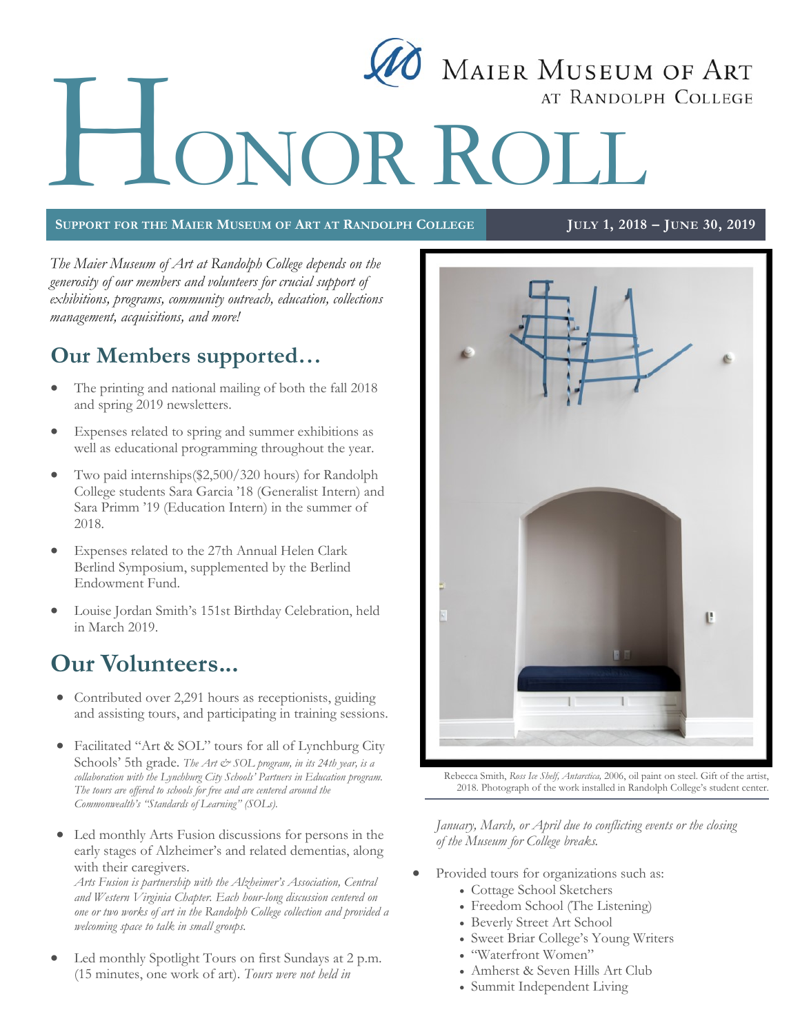Maier Museum of Art at Randolph College

# Honor Roll

**Support for the Maier Museum of Art at Randolph College** — **July 1, 2018 – June 30, 2019**

*The Maier Museum of Art at Randolph College depends on the generosity of our members and volunteers for crucial support of exhibitions, programs, community outreach, education, collections management, acquisitions, and more!*

## Our Members supported…

- The printing and national mailing of both the fall 2018 and spring 2019 newsletters.
- Expenses related to spring and summer exhibitions as well as educational programming throughout the year.
- Two paid internships($2,500/320 hours) for Randolph College students Sara Garcia '18 (Generalist Intern) and Sara Primm '19 (Education Intern) in the summer of 2018.
- Expenses related to the 27th Annual Helen Clark Berlind Symposium, supplemented by the Berlind Endowment Fund.
- Louise Jordan Smith's 151st Birthday Celebration, held in March 2019.

## Our Volunteers...

- Contributed over 2,291 hours as receptionists, guiding and assisting tours, and participating in training sessions.
- Facilitated "Art & SOL" tours for all of Lynchburg City Schools' 5th grade. *The Art & SOL program, in its 24th year, is a collaboration with the Lynchburg City Schools' Partners in Education program. The tours are offered to schools for free and are centered around the Commonwealth's "Standards of Learning" (SOLs).*
- Led monthly Arts Fusion discussions for persons in the early stages of Alzheimer's and related dementias, along with their caregivers.
  *Arts Fusion is partnership with the Alzheimer's Association, Central and Western Virginia Chapter. Each hour-long discussion centered on one or two works of art in the Randolph College collection and provided a welcoming space to talk in small groups.*
- Led monthly Spotlight Tours on first Sundays at 2 p.m. (15 minutes, one work of art). *Tours were not held in January, March, or April due to conflicting events or the closing of the Museum for College breaks.*
- Provided tours for organizations such as:
  - Cottage School Sketchers
  - Freedom School (The Listening)
  - Beverly Street Art School
  - Sweet Briar College's Young Writers
  - "Waterfront Women"
  - Amherst & Seven Hills Art Club
  - Summit Independent Living

Rebecca Smith, *Ross Ice Shelf, Antarctica,* 2006, oil paint on steel. Gift of the artist, 2018. Photograph of the work installed in Randolph College's student center.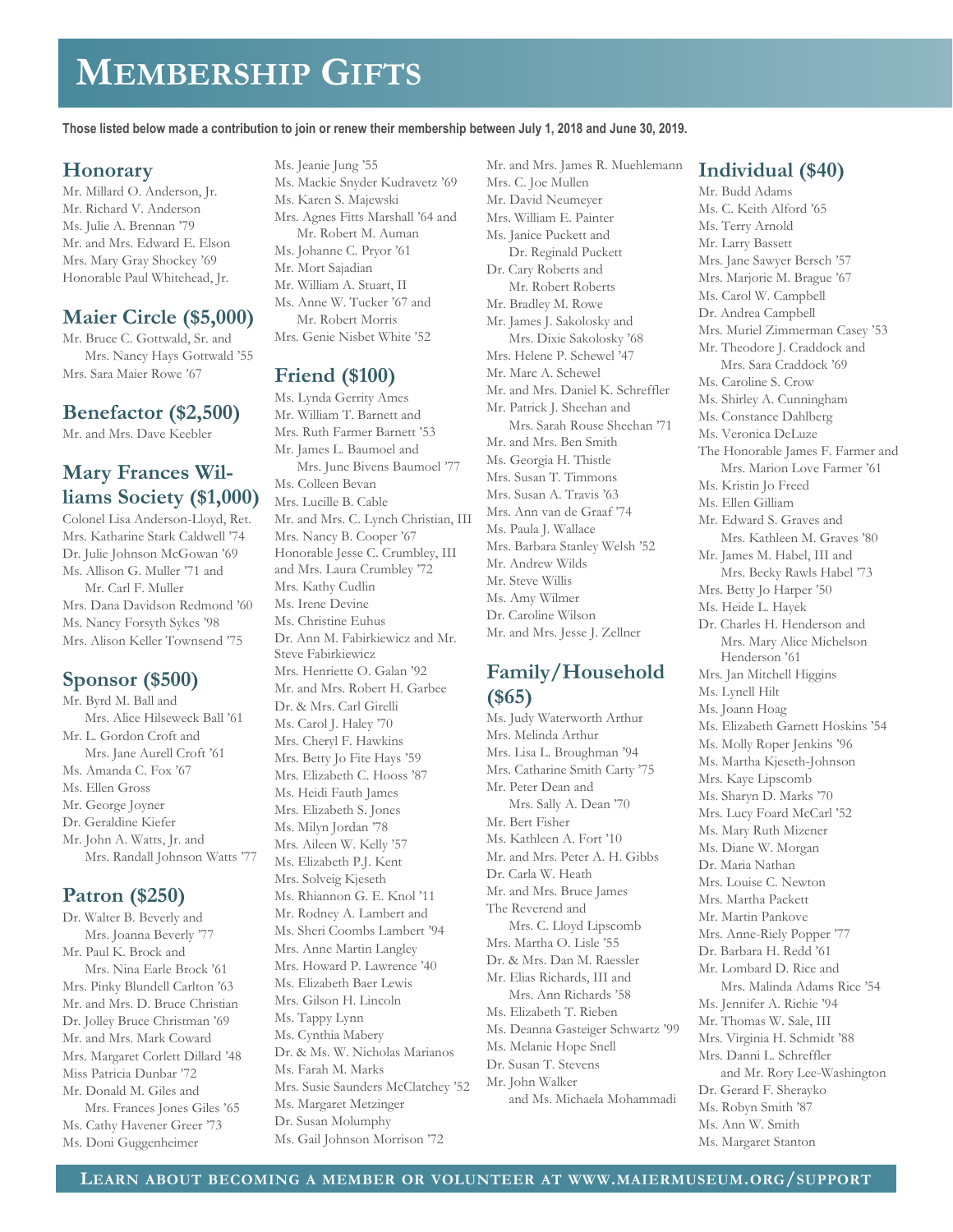# Membership Gifts

**Those listed below made a contribution to join or renew their membership between July 1, 2018 and June 30, 2019.**

## Honorary

Mr. Millard O. Anderson, Jr.
Mr. Richard V. Anderson
Ms. Julie A. Brennan '79
Mr. and Mrs. Edward E. Elson
Mrs. Mary Gray Shockey '69
Honorable Paul Whitehead, Jr.

## Maier Circle ($5,000)

Mr. Bruce C. Gottwald, Sr. and Mrs. Nancy Hays Gottwald '55
Mrs. Sara Maier Rowe '67

## Benefactor ($2,500)

Mr. and Mrs. Dave Keebler

## Mary Frances Williams Society ($1,000)

Colonel Lisa Anderson-Lloyd, Ret.
Mrs. Katharine Stark Caldwell '74
Dr. Julie Johnson McGowan '69
Ms. Allison G. Muller '71 and Mr. Carl F. Muller
Mrs. Dana Davidson Redmond '60
Ms. Nancy Forsyth Sykes '98
Mrs. Alison Keller Townsend '75

## Sponsor ($500)

Mr. Byrd M. Ball and Mrs. Alice Hilseweck Ball '61
Mr. L. Gordon Croft and Mrs. Jane Aurell Croft '61
Ms. Amanda C. Fox '67
Ms. Ellen Gross
Mr. George Joyner
Dr. Geraldine Kiefer
Mr. John A. Watts, Jr. and Mrs. Randall Johnson Watts '77

## Patron ($250)

Dr. Walter B. Beverly and Mrs. Joanna Beverly '77
Mr. Paul K. Brock and Mrs. Nina Earle Brock '61
Mrs. Pinky Blundell Carlton '63
Mr. and Mrs. D. Bruce Christian
Dr. Jolley Bruce Christman '69
Mr. and Mrs. Mark Coward
Mrs. Margaret Corlett Dillard '48
Miss Patricia Dunbar '72
Mr. Donald M. Giles and Mrs. Frances Jones Giles '65
Ms. Cathy Havener Greer '73
Ms. Doni Guggenheimer
Ms. Jeanie Jung '55
Ms. Mackie Snyder Kudravetz '69
Ms. Karen S. Majewski
Mrs. Agnes Fitts Marshall '64 and Mr. Robert M. Auman
Ms. Johanne C. Pryor '61
Mr. Mort Sajadian
Mr. William A. Stuart, II
Ms. Anne W. Tucker '67 and Mr. Robert Morris
Mrs. Genie Nisbet White '52

## Friend ($100)

Ms. Lynda Gerrity Ames
Mr. William T. Barnett and Mrs. Ruth Farmer Barnett '53
Mr. James L. Baumoel and Mrs. June Bivens Baumoel '77
Ms. Colleen Bevan
Mrs. Lucille B. Cable
Mr. and Mrs. C. Lynch Christian, III
Mrs. Nancy B. Cooper '67
Honorable Jesse C. Crumbley, III and Mrs. Laura Crumbley '72
Mrs. Kathy Cudlin
Ms. Irene Devine
Ms. Christine Euhus
Dr. Ann M. Fabirkiewicz and Mr. Steve Fabirkiewicz
Mrs. Henriette O. Galan '92
Mr. and Mrs. Robert H. Garbee
Dr. & Mrs. Carl Girelli
Ms. Carol J. Haley '70
Mrs. Cheryl F. Hawkins
Mrs. Betty Jo Fite Hays '59
Mrs. Elizabeth C. Hooss '87
Ms. Heidi Fauth James
Mrs. Elizabeth S. Jones
Ms. Milyn Jordan '78
Mrs. Aileen W. Kelly '57
Ms. Elizabeth P.J. Kent
Mrs. Solveig Kjeseth
Ms. Rhiannon G. E. Knol '11
Mr. Rodney A. Lambert and Ms. Sheri Coombs Lambert '94
Mrs. Anne Martin Langley
Mrs. Howard P. Lawrence '40
Ms. Elizabeth Baer Lewis
Mrs. Gilson H. Lincoln
Ms. Tappy Lynn
Ms. Cynthia Mabery
Dr. & Ms. W. Nicholas Marianos
Ms. Farah M. Marks
Mrs. Susie Saunders McClatchey '52
Ms. Margaret Metzinger
Dr. Susan Molumphy
Ms. Gail Johnson Morrison '72
Mr. and Mrs. James R. Muehlemann
Mrs. C. Joe Mullen
Mr. David Neumeyer
Mrs. William E. Painter
Ms. Janice Puckett and Dr. Reginald Puckett
Dr. Cary Roberts and Mr. Robert Roberts
Mr. Bradley M. Rowe
Mr. James J. Sakolosky and Mrs. Dixie Sakolosky '68
Mrs. Helene P. Schewel '47
Mr. Marc A. Schewel
Mr. and Mrs. Daniel K. Schreffler
Mr. Patrick J. Sheehan and Mrs. Sarah Rouse Sheehan '71
Mr. and Mrs. Ben Smith
Ms. Georgia H. Thistle
Mrs. Susan T. Timmons
Mrs. Susan A. Travis '63
Mrs. Ann van de Graaf '74
Ms. Paula J. Wallace
Mrs. Barbara Stanley Welsh '52
Mr. Andrew Wilds
Mr. Steve Willis
Ms. Amy Wilmer
Dr. Caroline Wilson
Mr. and Mrs. Jesse J. Zellner

## Family/Household ($65)

Ms. Judy Waterworth Arthur
Mrs. Melinda Arthur
Mrs. Lisa L. Broughman '94
Mrs. Catharine Smith Carty '75
Mr. Peter Dean and Mrs. Sally A. Dean '70
Mr. Bert Fisher
Ms. Kathleen A. Fort '10
Mr. and Mrs. Peter A. H. Gibbs
Dr. Carla W. Heath
Mr. and Mrs. Bruce James
The Reverend and Mrs. C. Lloyd Lipscomb
Mrs. Martha O. Lisle '55
Dr. & Mrs. Dan M. Raessler
Mr. Elias Richards, III and Mrs. Ann Richards '58
Ms. Elizabeth T. Rieben
Ms. Deanna Gasteiger Schwartz '99
Ms. Melanie Hope Snell
Dr. Susan T. Stevens
Mr. John Walker and Ms. Michaela Mohammadi

## Individual ($40)

Mr. Budd Adams
Ms. C. Keith Alford '65
Ms. Terry Arnold
Mr. Larry Bassett
Mrs. Jane Sawyer Bersch '57
Mrs. Marjorie M. Brague '67
Ms. Carol W. Campbell
Dr. Andrea Campbell
Mrs. Muriel Zimmerman Casey '53
Mr. Theodore J. Craddock and Mrs. Sara Craddock '69
Ms. Caroline S. Crow
Ms. Shirley A. Cunningham
Ms. Constance Dahlberg
Ms. Veronica DeLuze
The Honorable James F. Farmer and Mrs. Marion Love Farmer '61
Ms. Kristin Jo Freed
Ms. Ellen Gilliam
Mr. Edward S. Graves and Mrs. Kathleen M. Graves '80
Mr. James M. Habel, III and Mrs. Becky Rawls Habel '73
Mrs. Betty Jo Harper '50
Ms. Heide L. Hayek
Dr. Charles H. Henderson and Mrs. Mary Alice Michelson Henderson '61
Mrs. Jan Mitchell Higgins
Ms. Lynell Hilt
Ms. Joann Hoag
Ms. Elizabeth Garnett Hoskins '54
Ms. Molly Roper Jenkins '96
Ms. Martha Kjeseth-Johnson
Mrs. Kaye Lipscomb
Ms. Sharyn D. Marks '70
Mrs. Lucy Foard McCarl '52
Ms. Mary Ruth Mizener
Ms. Diane W. Morgan
Dr. Maria Nathan
Mrs. Louise C. Newton
Ms. Martha Packett
Mr. Martin Pankove
Mrs. Anne-Riely Popper '77
Dr. Barbara H. Redd '61
Mr. Lombard D. Rice and Mrs. Malinda Adams Rice '54
Ms. Jennifer A. Richie '94
Mr. Thomas W. Sale, III
Mrs. Virginia H. Schmidt '88
Mrs. Danni L. Schreffler and Mr. Rory Lee-Washington
Dr. Gerard F. Sherayko
Ms. Robyn Smith '87
Ms. Ann W. Smith
Ms. Margaret Stanton

**Learn about becoming a member or volunteer at www.maiermuseum.org/support**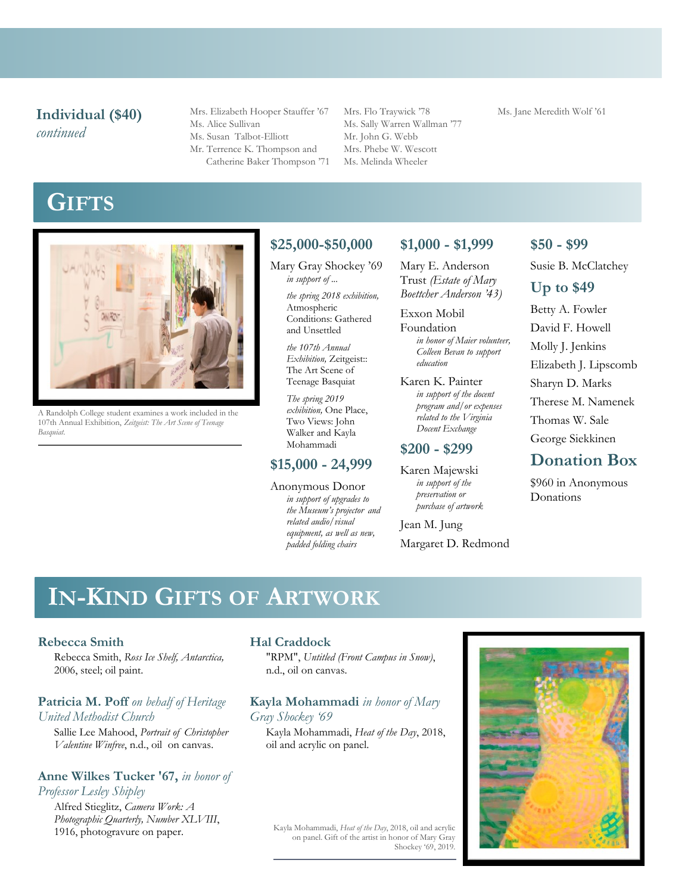**Individual ($40)**
*continued*

Mrs. Elizabeth Hooper Stauffer '67
Ms. Alice Sullivan
Ms. Susan Talbot-Elliott
Mr. Terrence K. Thompson and Catherine Baker Thompson '71
Mrs. Flo Traywick '78
Ms. Sally Warren Wallman '77
Mr. John G. Webb
Mrs. Phebe W. Wescott
Ms. Melinda Wheeler
Ms. Jane Meredith Wolf '61

# GIFTS

A Randolph College student examines a work included in the 107th Annual Exhibition, *Zeitgeist: The Art Scene of Teenage Basquiat.*

## $25,000-$50,000

Mary Gray Shockey '69
*in support of ...*

*the spring 2018 exhibition,* Atmospheric Conditions: Gathered and Unsettled

*the 107th Annual Exhibition,* Zeitgeist:: The Art Scene of Teenage Basquiat

*The spring 2019 exhibition,* One Place, Two Views: John Walker and Kayla Mohammadi

## $15,000 - 24,999

Anonymous Donor
*in support of upgrades to the Museum's projector and related audio/visual equipment, as well as new, padded folding chairs*

## $1,000 - $1,999

Mary E. Anderson Trust *(Estate of Mary Boettcher Anderson '43)*

Exxon Mobil Foundation
*in honor of Maier volunteer, Colleen Bevan to support education*

Karen K. Painter
*in support of the docent program and/or expenses related to the Virginia Docent Exchange*

## $200 - $299

Karen Majewski
*in support of the preservation or purchase of artwork*

Jean M. Jung

Margaret D. Redmond

## $50 - $99

Susie B. McClatchey

## Up to $49

Betty A. Fowler
David F. Howell
Molly J. Jenkins
Elizabeth J. Lipscomb
Sharyn D. Marks
Therese M. Namenek
Thomas W. Sale
George Siekkinen

## Donation Box

$960 in Anonymous Donations

# IN-KIND GIFTS OF ARTWORK

**Rebecca Smith**
Rebecca Smith, *Ross Ice Shelf, Antarctica,* 2006, steel; oil paint.

**Patricia M. Poff** *on behalf of Heritage United Methodist Church*
Sallie Lee Mahood, *Portrait of Christopher Valentine Winfree*, n.d., oil on canvas.

**Anne Wilkes Tucker '67,** *in honor of Professor Lesley Shipley*
Alfred Stieglitz, *Camera Work: A Photographic Quarterly, Number XLVIII*, 1916, photogravure on paper.

**Hal Craddock**
"RPM", *Untitled (Front Campus in Snow)*, n.d., oil on canvas.

**Kayla Mohammadi** *in honor of Mary Gray Shockey '69*
Kayla Mohammadi, *Heat of the Day*, 2018, oil and acrylic on panel.

Kayla Mohammadi, *Heat of the Day*, 2018, oil and acrylic on panel. Gift of the artist in honor of Mary Gray Shockey '69, 2019.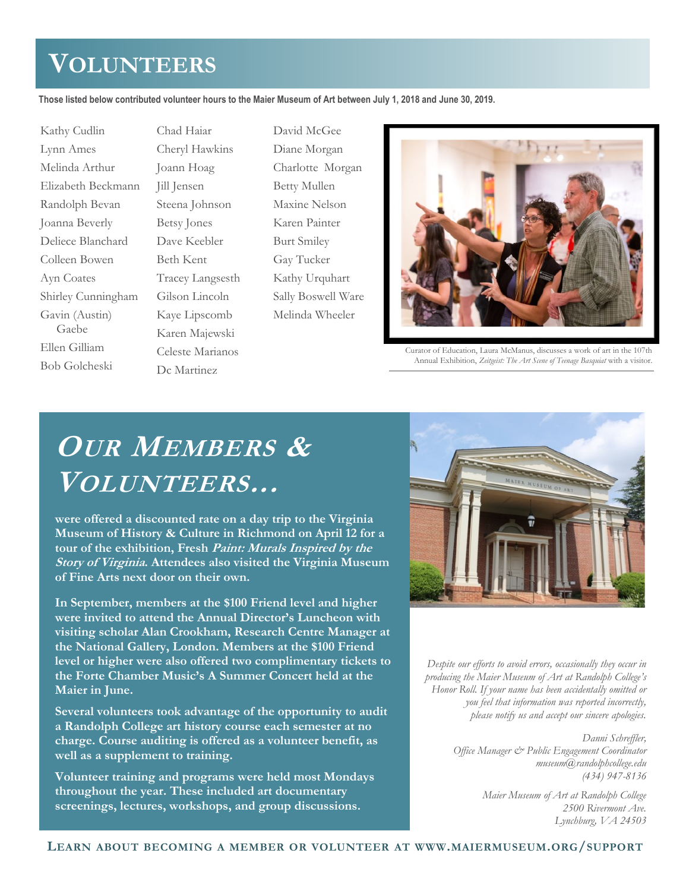# VOLUNTEERS

**Those listed below contributed volunteer hours to the Maier Museum of Art between July 1, 2018 and June 30, 2019.**

Kathy Cudlin
Lynn Ames
Melinda Arthur
Elizabeth Beckmann
Randolph Bevan
Joanna Beverly
Deliece Blanchard
Colleen Bowen
Ayn Coates
Shirley Cunningham
Gavin (Austin) Gaebe
Ellen Gilliam
Bob Golcheski
Chad Haiar
Cheryl Hawkins
Joann Hoag
Jill Jensen
Steena Johnson
Betsy Jones
Dave Keebler
Beth Kent
Tracey Langsesth
Gilson Lincoln
Kaye Lipscomb
Karen Majewski
Celeste Marianos
Dc Martinez
David McGee
Diane Morgan
Charlotte Morgan
Betty Mullen
Maxine Nelson
Karen Painter
Burt Smiley
Gay Tucker
Kathy Urquhart
Sally Boswell Ware
Melinda Wheeler

Curator of Education, Laura McManus, discusses a work of art in the 107th Annual Exhibition, *Zeitgeist: The Art Scene of Teenage Basquiat* with a visitor.

# *OUR MEMBERS & VOLUNTEERS…*

**were offered a discounted rate on a day trip to the Virginia Museum of History & Culture in Richmond on April 12 for a tour of the exhibition, Fresh *Paint: Murals Inspired by the Story of Virginia*. Attendees also visited the Virginia Museum of Fine Arts next door on their own.**

**In September, members at the $100 Friend level and higher were invited to attend the Annual Director's Luncheon with visiting scholar Alan Crookham, Research Centre Manager at the National Gallery, London. Members at the $100 Friend level or higher were also offered two complimentary tickets to the Forte Chamber Music's A Summer Concert held at the Maier in June.**

**Several volunteers took advantage of the opportunity to audit a Randolph College art history course each semester at no charge. Course auditing is offered as a volunteer benefit, as well as a supplement to training.**

**Volunteer training and programs were held most Mondays throughout the year. These included art documentary screenings, lectures, workshops, and group discussions.**

*Despite our efforts to avoid errors, occasionally they occur in producing the Maier Museum of Art at Randolph College's Honor Roll. If your name has been accidentally omitted or you feel that information was reported incorrectly, please notify us and accept our sincere apologies.*

*Danni Schreffler,*
*Office Manager & Public Engagement Coordinator*
*museum@randolphcollege.edu*
*(434) 947-8136*

*Maier Museum of Art at Randolph College*
*2500 Rivermont Ave.*
*Lynchburg, VA 24503*

**LEARN ABOUT BECOMING A MEMBER OR VOLUNTEER AT WWW.MAIERMUSEUM.ORG/SUPPORT**